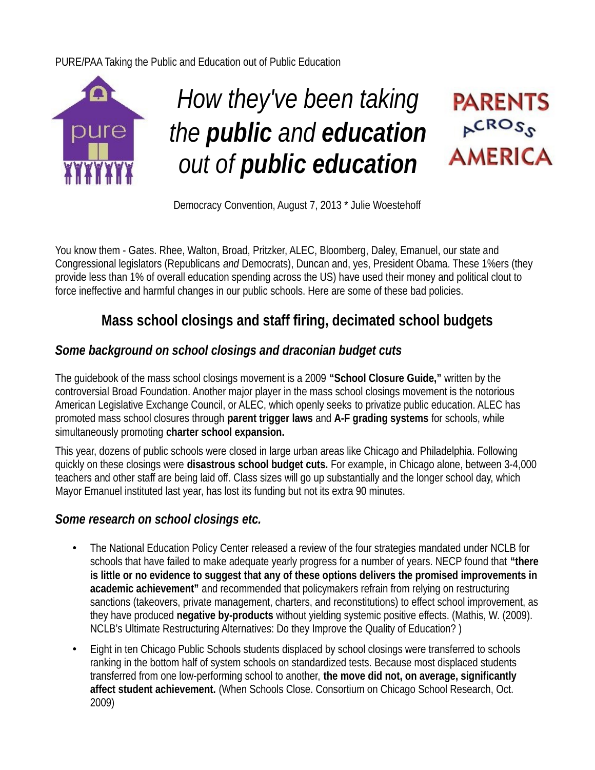PURE/PAA Taking the Public and Education out of Public Education

# *How they've been taking the **public** and **education** out of **public education***

Democracy Convention, August 7, 2013 * Julie Woestehoff

You know them - Gates. Rhee, Walton, Broad, Pritzker, ALEC, Bloomberg, Daley, Emanuel, our state and Congressional legislators (Republicans *and* Democrats), Duncan and, yes, President Obama. These 1%ers (they provide less than 1% of overall education spending across the US) have used their money and political clout to force ineffective and harmful changes in our public schools. Here are some of these bad policies.

## Mass school closings and staff firing, decimated school budgets

### *Some background on school closings and draconian budget cuts*

The guidebook of the mass school closings movement is a 2009 **"School Closure Guide,"** written by the controversial Broad Foundation. Another major player in the mass school closings movement is the notorious American Legislative Exchange Council, or ALEC, which openly seeks to privatize public education. ALEC has promoted mass school closures through **parent trigger laws** and **A-F grading systems** for schools, while simultaneously promoting **charter school expansion.**

This year, dozens of public schools were closed in large urban areas like Chicago and Philadelphia. Following quickly on these closings were **disastrous school budget cuts.** For example, in Chicago alone, between 3-4,000 teachers and other staff are being laid off. Class sizes will go up substantially and the longer school day, which Mayor Emanuel instituted last year, has lost its funding but not its extra 90 minutes.

### *Some research on school closings etc.*

- The National Education Policy Center released a review of the four strategies mandated under NCLB for schools that have failed to make adequate yearly progress for a number of years. NECP found that **"there is little or no evidence to suggest that any of these options delivers the promised improvements in academic achievement"** and recommended that policymakers refrain from relying on restructuring sanctions (takeovers, private management, charters, and reconstitutions) to effect school improvement, as they have produced **negative by-products** without yielding systemic positive effects. (Mathis, W. (2009). NCLB's Ultimate Restructuring Alternatives: Do they Improve the Quality of Education? )
- Eight in ten Chicago Public Schools students displaced by school closings were transferred to schools ranking in the bottom half of system schools on standardized tests. Because most displaced students transferred from one low-performing school to another, **the move did not, on average, significantly affect student achievement.** (When Schools Close. Consortium on Chicago School Research, Oct. 2009)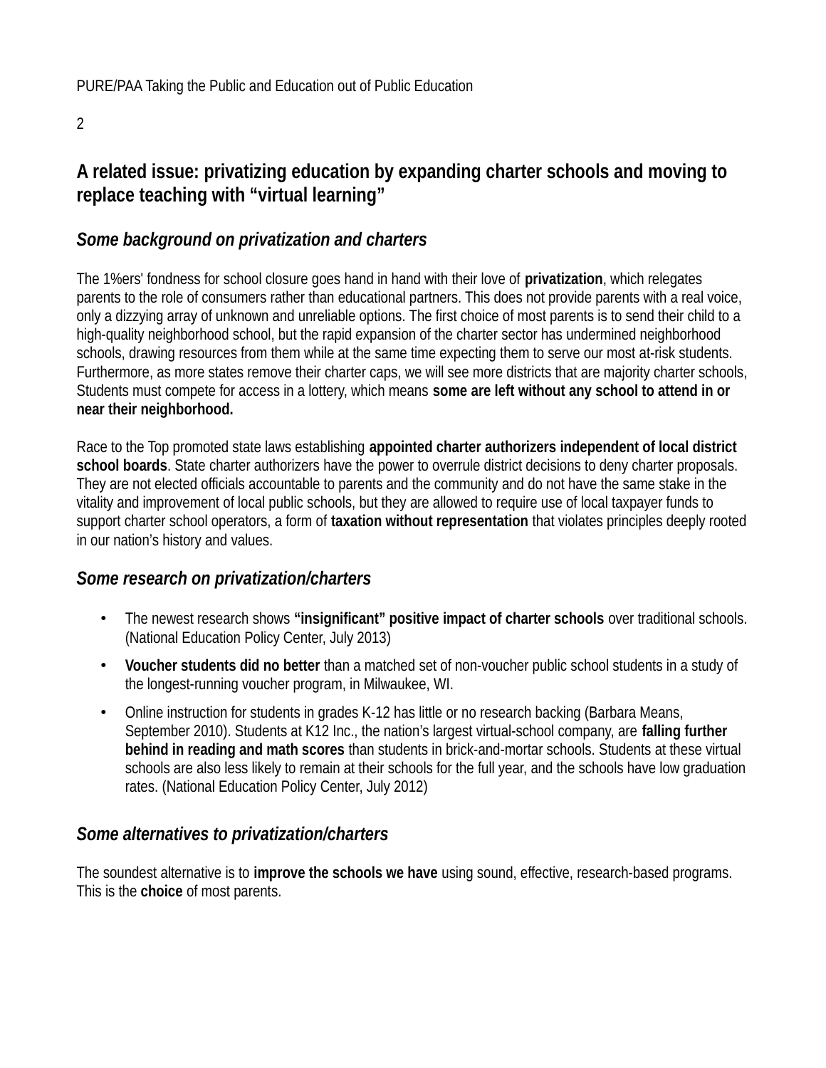## A related issue: privatizing education by expanding charter schools and moving to replace teaching with "virtual learning"

### *Some background on privatization and charters*

The 1%ers' fondness for school closure goes hand in hand with their love of **privatization**, which relegates parents to the role of consumers rather than educational partners. This does not provide parents with a real voice, only a dizzying array of unknown and unreliable options. The first choice of most parents is to send their child to a high-quality neighborhood school, but the rapid expansion of the charter sector has undermined neighborhood schools, drawing resources from them while at the same time expecting them to serve our most at-risk students. Furthermore, as more states remove their charter caps, we will see more districts that are majority charter schools, Students must compete for access in a lottery, which means **some are left without any school to attend in or near their neighborhood.**

Race to the Top promoted state laws establishing **appointed charter authorizers independent of local district school boards**. State charter authorizers have the power to overrule district decisions to deny charter proposals. They are not elected officials accountable to parents and the community and do not have the same stake in the vitality and improvement of local public schools, but they are allowed to require use of local taxpayer funds to support charter school operators, a form of **taxation without representation** that violates principles deeply rooted in our nation's history and values.

### *Some research on privatization/charters*

- The newest research shows **"insignificant" positive impact of charter schools** over traditional schools. (National Education Policy Center, July 2013)
- **Voucher students did no better** than a matched set of non-voucher public school students in a study of the longest-running voucher program, in Milwaukee, WI.
- Online instruction for students in grades K-12 has little or no research backing (Barbara Means, September 2010). Students at K12 Inc., the nation's largest virtual-school company, are **falling further behind in reading and math scores** than students in brick-and-mortar schools. Students at these virtual schools are also less likely to remain at their schools for the full year, and the schools have low graduation rates. (National Education Policy Center, July 2012)

### *Some alternatives to privatization/charters*

The soundest alternative is to **improve the schools we have** using sound, effective, research-based programs. This is the **choice** of most parents.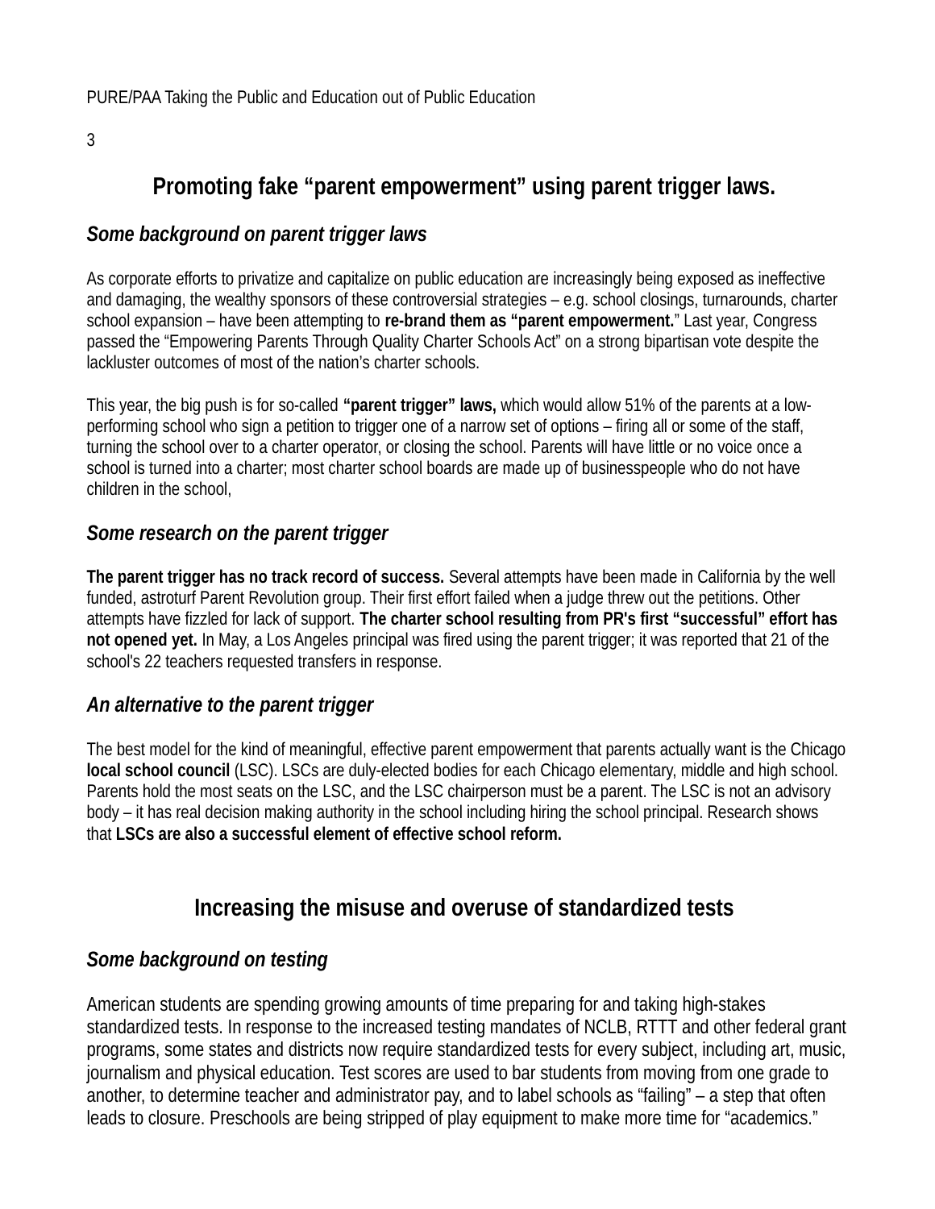## Promoting fake "parent empowerment" using parent trigger laws.

### *Some background on parent trigger laws*

As corporate efforts to privatize and capitalize on public education are increasingly being exposed as ineffective and damaging, the wealthy sponsors of these controversial strategies – e.g. school closings, turnarounds, charter school expansion – have been attempting to **re-brand them as "parent empowerment.**" Last year, Congress passed the "Empowering Parents Through Quality Charter Schools Act" on a strong bipartisan vote despite the lackluster outcomes of most of the nation's charter schools.

This year, the big push is for so-called **"parent trigger" laws,** which would allow 51% of the parents at a low-performing school who sign a petition to trigger one of a narrow set of options – firing all or some of the staff, turning the school over to a charter operator, or closing the school. Parents will have little or no voice once a school is turned into a charter; most charter school boards are made up of businesspeople who do not have children in the school,

### *Some research on the parent trigger*

**The parent trigger has no track record of success.** Several attempts have been made in California by the well funded, astroturf Parent Revolution group. Their first effort failed when a judge threw out the petitions. Other attempts have fizzled for lack of support. **The charter school resulting from PR's first "successful" effort has not opened yet.** In May, a Los Angeles principal was fired using the parent trigger; it was reported that 21 of the school's 22 teachers requested transfers in response.

### *An alternative to the parent trigger*

The best model for the kind of meaningful, effective parent empowerment that parents actually want is the Chicago **local school council** (LSC). LSCs are duly-elected bodies for each Chicago elementary, middle and high school. Parents hold the most seats on the LSC, and the LSC chairperson must be a parent. The LSC is not an advisory body – it has real decision making authority in the school including hiring the school principal. Research shows that **LSCs are also a successful element of effective school reform.**

## Increasing the misuse and overuse of standardized tests

### *Some background on testing*

American students are spending growing amounts of time preparing for and taking high-stakes standardized tests. In response to the increased testing mandates of NCLB, RTTT and other federal grant programs, some states and districts now require standardized tests for every subject, including art, music, journalism and physical education. Test scores are used to bar students from moving from one grade to another, to determine teacher and administrator pay, and to label schools as "failing" – a step that often leads to closure. Preschools are being stripped of play equipment to make more time for "academics."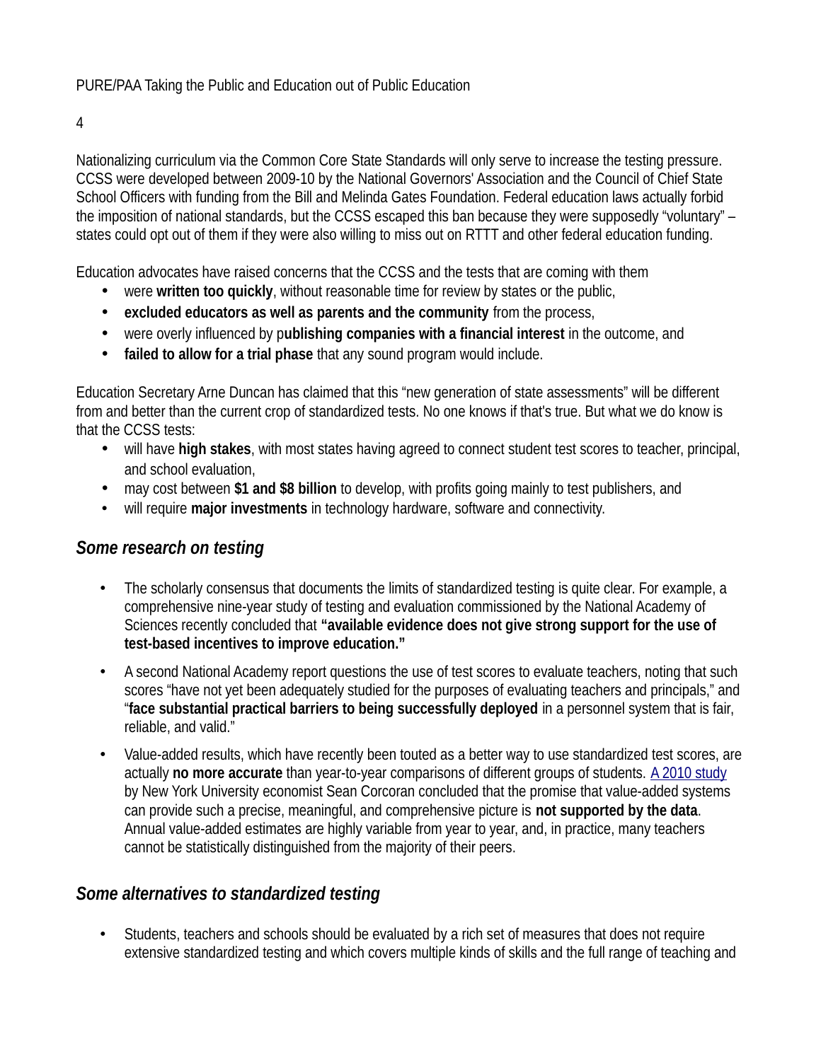Nationalizing curriculum via the Common Core State Standards will only serve to increase the testing pressure. CCSS were developed between 2009-10 by the National Governors' Association and the Council of Chief State School Officers with funding from the Bill and Melinda Gates Foundation. Federal education laws actually forbid the imposition of national standards, but the CCSS escaped this ban because they were supposedly "voluntary" – states could opt out of them if they were also willing to miss out on RTTT and other federal education funding.

Education advocates have raised concerns that the CCSS and the tests that are coming with them

- were **written too quickly**, without reasonable time for review by states or the public,
- **excluded educators as well as parents and the community** from the process,
- were overly influenced by p**ublishing companies with a financial interest** in the outcome, and
- **failed to allow for a trial phase** that any sound program would include.

Education Secretary Arne Duncan has claimed that this "new generation of state assessments" will be different from and better than the current crop of standardized tests. No one knows if that's true. But what we do know is that the CCSS tests:

- will have **high stakes**, with most states having agreed to connect student test scores to teacher, principal, and school evaluation,
- may cost between **$1 and $8 billion** to develop, with profits going mainly to test publishers, and
- will require **major investments** in technology hardware, software and connectivity.

## *Some research on testing*

- The scholarly consensus that documents the limits of standardized testing is quite clear. For example, a comprehensive nine-year study of testing and evaluation commissioned by the National Academy of Sciences recently concluded that **"available evidence does not give strong support for the use of test-based incentives to improve education."**
- A second National Academy report questions the use of test scores to evaluate teachers, noting that such scores "have not yet been adequately studied for the purposes of evaluating teachers and principals," and "**face substantial practical barriers to being successfully deployed** in a personnel system that is fair, reliable, and valid."
- Value-added results, which have recently been touted as a better way to use standardized test scores, are actually **no more accurate** than year-to-year comparisons of different groups of students. A 2010 study by New York University economist Sean Corcoran concluded that the promise that value-added systems can provide such a precise, meaningful, and comprehensive picture is **not supported by the data**. Annual value-added estimates are highly variable from year to year, and, in practice, many teachers cannot be statistically distinguished from the majority of their peers.

## *Some alternatives to standardized testing*

- Students, teachers and schools should be evaluated by a rich set of measures that does not require extensive standardized testing and which covers multiple kinds of skills and the full range of teaching and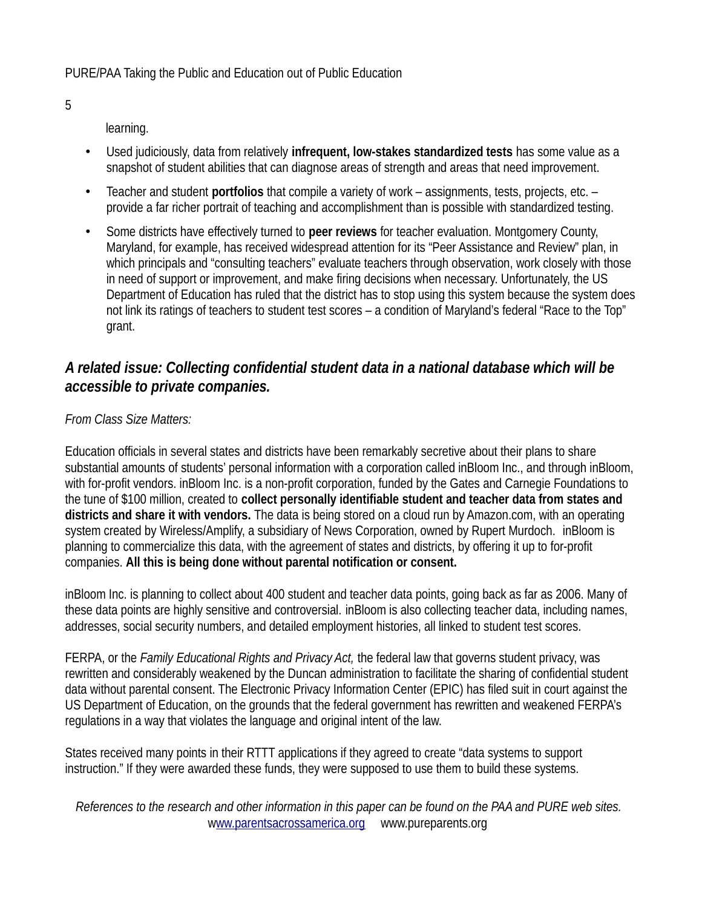learning.

- Used judiciously, data from relatively **infrequent, low-stakes standardized tests** has some value as a snapshot of student abilities that can diagnose areas of strength and areas that need improvement.
- Teacher and student **portfolios** that compile a variety of work – assignments, tests, projects, etc. – provide a far richer portrait of teaching and accomplishment than is possible with standardized testing.
- Some districts have effectively turned to **peer reviews** for teacher evaluation. Montgomery County, Maryland, for example, has received widespread attention for its "Peer Assistance and Review" plan, in which principals and "consulting teachers" evaluate teachers through observation, work closely with those in need of support or improvement, and make firing decisions when necessary. Unfortunately, the US Department of Education has ruled that the district has to stop using this system because the system does not link its ratings of teachers to student test scores – a condition of Maryland's federal "Race to the Top" grant.

## *A related issue: Collecting confidential student data in a national database which will be accessible to private companies.*

*From Class Size Matters:*

Education officials in several states and districts have been remarkably secretive about their plans to share substantial amounts of students' personal information with a corporation called inBloom Inc., and through inBloom, with for-profit vendors. inBloom Inc. is a non-profit corporation, funded by the Gates and Carnegie Foundations to the tune of $100 million, created to **collect personally identifiable student and teacher data from states and districts and share it with vendors.** The data is being stored on a cloud run by Amazon.com, with an operating system created by Wireless/Amplify, a subsidiary of News Corporation, owned by Rupert Murdoch. inBloom is planning to commercialize this data, with the agreement of states and districts, by offering it up to for-profit companies. **All this is being done without parental notification or consent.**

inBloom Inc. is planning to collect about 400 student and teacher data points, going back as far as 2006. Many of these data points are highly sensitive and controversial. inBloom is also collecting teacher data, including names, addresses, social security numbers, and detailed employment histories, all linked to student test scores.

FERPA, or the *Family Educational Rights and Privacy Act,* the federal law that governs student privacy, was rewritten and considerably weakened by the Duncan administration to facilitate the sharing of confidential student data without parental consent. The Electronic Privacy Information Center (EPIC) has filed suit in court against the US Department of Education, on the grounds that the federal government has rewritten and weakened FERPA's regulations in a way that violates the language and original intent of the law.

States received many points in their RTTT applications if they agreed to create "data systems to support instruction." If they were awarded these funds, they were supposed to use them to build these systems.

*References to the research and other information in this paper can be found on the PAA and PURE web sites.*
www.parentsacrossamerica.org www.pureparents.org